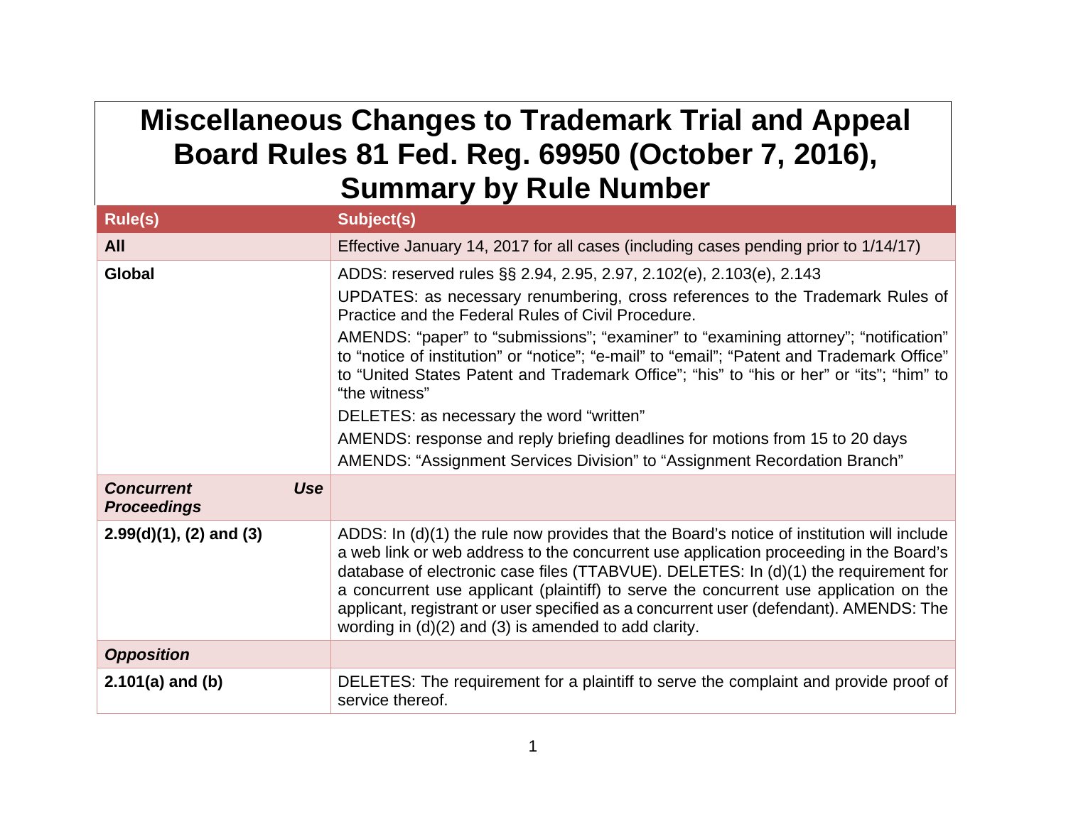# Miscellaneous Changes to Trademark Trial and Appeal Board Rules 81 Fed. Reg. 69950 (October 7, 2016), Summary by Rule Number

| Rule(s) | Subject(s) |
| --- | --- |
| **All** | Effective January 14, 2017 for all cases (including cases pending prior to 1/14/17) |
| **Global** | ADDS: reserved rules §§ 2.94, 2.95, 2.97, 2.102(e), 2.103(e), 2.143<br>UPDATES: as necessary renumbering, cross references to the Trademark Rules of Practice and the Federal Rules of Civil Procedure.<br>AMENDS: "paper" to "submissions"; "examiner" to "examining attorney"; "notification" to "notice of institution" or "notice"; "e-mail" to "email"; "Patent and Trademark Office" to "United States Patent and Trademark Office"; "his" to "his or her" or "its"; "him" to "the witness"<br>DELETES: as necessary the word "written"<br>AMENDS: response and reply briefing deadlines for motions from 15 to 20 days<br>AMENDS: "Assignment Services Division" to "Assignment Recordation Branch" |
| ***Concurrent Use Proceedings*** | |
| **2.99(d)(1), (2) and (3)** | ADDS: In (d)(1) the rule now provides that the Board's notice of institution will include a web link or web address to the concurrent use application proceeding in the Board's database of electronic case files (TTABVUE). DELETES: In (d)(1) the requirement for a concurrent use applicant (plaintiff) to serve the concurrent use application on the applicant, registrant or user specified as a concurrent user (defendant). AMENDS: The wording in (d)(2) and (3) is amended to add clarity. |
| ***Opposition*** | |
| **2.101(a) and (b)** | DELETES: The requirement for a plaintiff to serve the complaint and provide proof of service thereof. |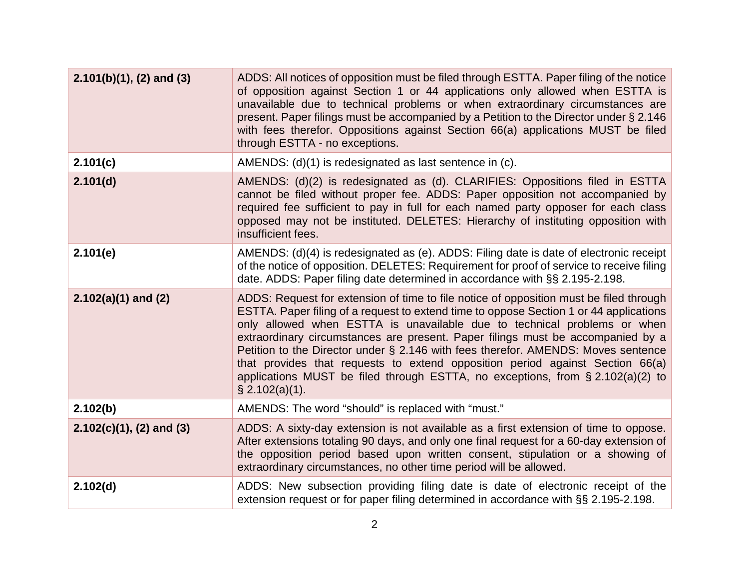| | |
|---|---|
| **2.101(b)(1), (2) and (3)** | ADDS: All notices of opposition must be filed through ESTTA. Paper filing of the notice of opposition against Section 1 or 44 applications only allowed when ESTTA is unavailable due to technical problems or when extraordinary circumstances are present. Paper filings must be accompanied by a Petition to the Director under § 2.146 with fees therefor. Oppositions against Section 66(a) applications MUST be filed through ESTTA - no exceptions. |
| **2.101(c)** | AMENDS: (d)(1) is redesignated as last sentence in (c). |
| **2.101(d)** | AMENDS: (d)(2) is redesignated as (d). CLARIFIES: Oppositions filed in ESTTA cannot be filed without proper fee. ADDS: Paper opposition not accompanied by required fee sufficient to pay in full for each named party opposer for each class opposed may not be instituted. DELETES: Hierarchy of instituting opposition with insufficient fees. |
| **2.101(e)** | AMENDS: (d)(4) is redesignated as (e). ADDS: Filing date is date of electronic receipt of the notice of opposition. DELETES: Requirement for proof of service to receive filing date. ADDS: Paper filing date determined in accordance with §§ 2.195-2.198. |
| **2.102(a)(1) and (2)** | ADDS: Request for extension of time to file notice of opposition must be filed through ESTTA. Paper filing of a request to extend time to oppose Section 1 or 44 applications only allowed when ESTTA is unavailable due to technical problems or when extraordinary circumstances are present. Paper filings must be accompanied by a Petition to the Director under § 2.146 with fees therefor. AMENDS: Moves sentence that provides that requests to extend opposition period against Section 66(a) applications MUST be filed through ESTTA, no exceptions, from § 2.102(a)(2) to § 2.102(a)(1). |
| **2.102(b)** | AMENDS: The word "should" is replaced with "must." |
| **2.102(c)(1), (2) and (3)** | ADDS: A sixty-day extension is not available as a first extension of time to oppose. After extensions totaling 90 days, and only one final request for a 60-day extension of the opposition period based upon written consent, stipulation or a showing of extraordinary circumstances, no other time period will be allowed. |
| **2.102(d)** | ADDS: New subsection providing filing date is date of electronic receipt of the extension request or for paper filing determined in accordance with §§ 2.195-2.198. |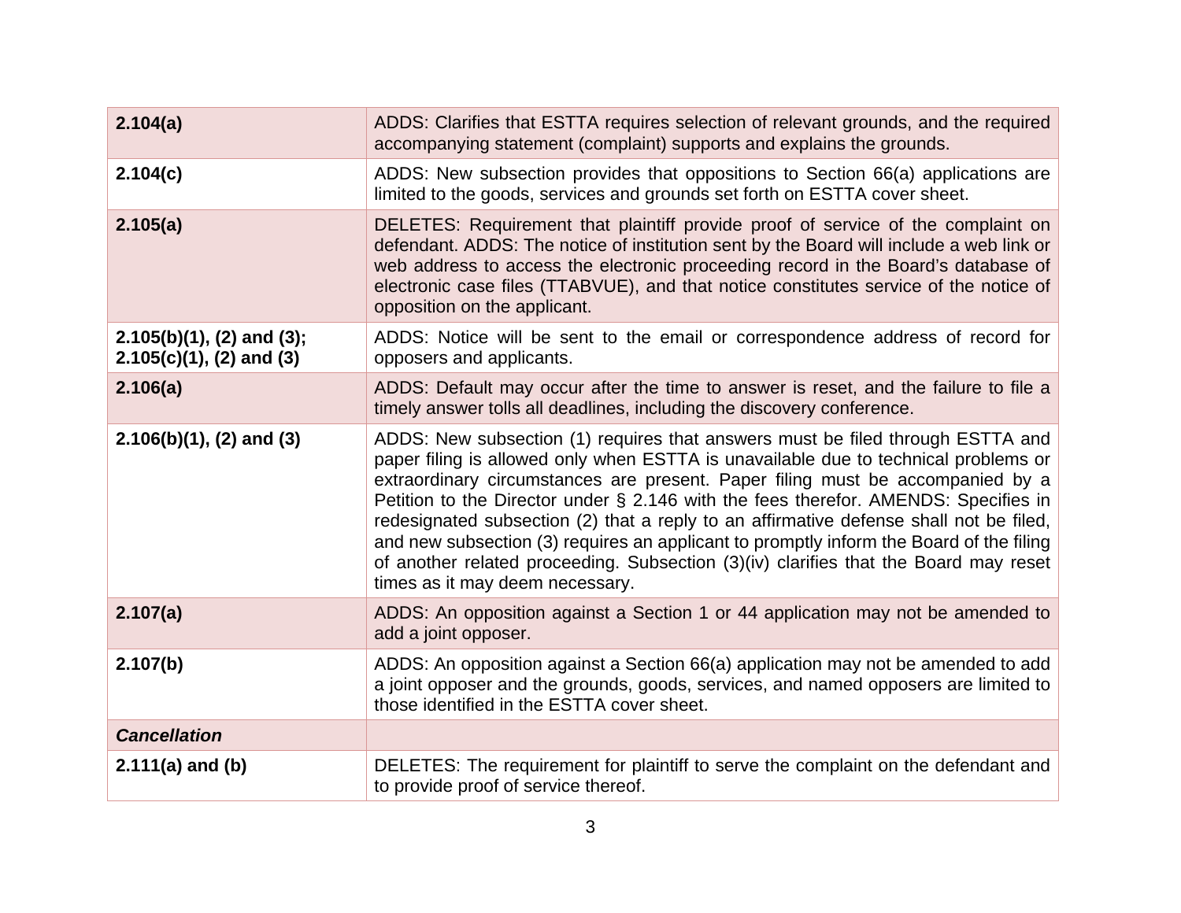| | |
|---|---|
| **2.104(a)** | ADDS: Clarifies that ESTTA requires selection of relevant grounds, and the required accompanying statement (complaint) supports and explains the grounds. |
| **2.104(c)** | ADDS: New subsection provides that oppositions to Section 66(a) applications are limited to the goods, services and grounds set forth on ESTTA cover sheet. |
| **2.105(a)** | DELETES: Requirement that plaintiff provide proof of service of the complaint on defendant. ADDS: The notice of institution sent by the Board will include a web link or web address to access the electronic proceeding record in the Board's database of electronic case files (TTABVUE), and that notice constitutes service of the notice of opposition on the applicant. |
| **2.105(b)(1), (2) and (3); 2.105(c)(1), (2) and (3)** | ADDS: Notice will be sent to the email or correspondence address of record for opposers and applicants. |
| **2.106(a)** | ADDS: Default may occur after the time to answer is reset, and the failure to file a timely answer tolls all deadlines, including the discovery conference. |
| **2.106(b)(1), (2) and (3)** | ADDS: New subsection (1) requires that answers must be filed through ESTTA and paper filing is allowed only when ESTTA is unavailable due to technical problems or extraordinary circumstances are present. Paper filing must be accompanied by a Petition to the Director under § 2.146 with the fees therefor. AMENDS: Specifies in redesignated subsection (2) that a reply to an affirmative defense shall not be filed, and new subsection (3) requires an applicant to promptly inform the Board of the filing of another related proceeding. Subsection (3)(iv) clarifies that the Board may reset times as it may deem necessary. |
| **2.107(a)** | ADDS: An opposition against a Section 1 or 44 application may not be amended to add a joint opposer. |
| **2.107(b)** | ADDS: An opposition against a Section 66(a) application may not be amended to add a joint opposer and the grounds, goods, services, and named opposers are limited to those identified in the ESTTA cover sheet. |
| ***Cancellation*** | |
| **2.111(a) and (b)** | DELETES: The requirement for plaintiff to serve the complaint on the defendant and to provide proof of service thereof. |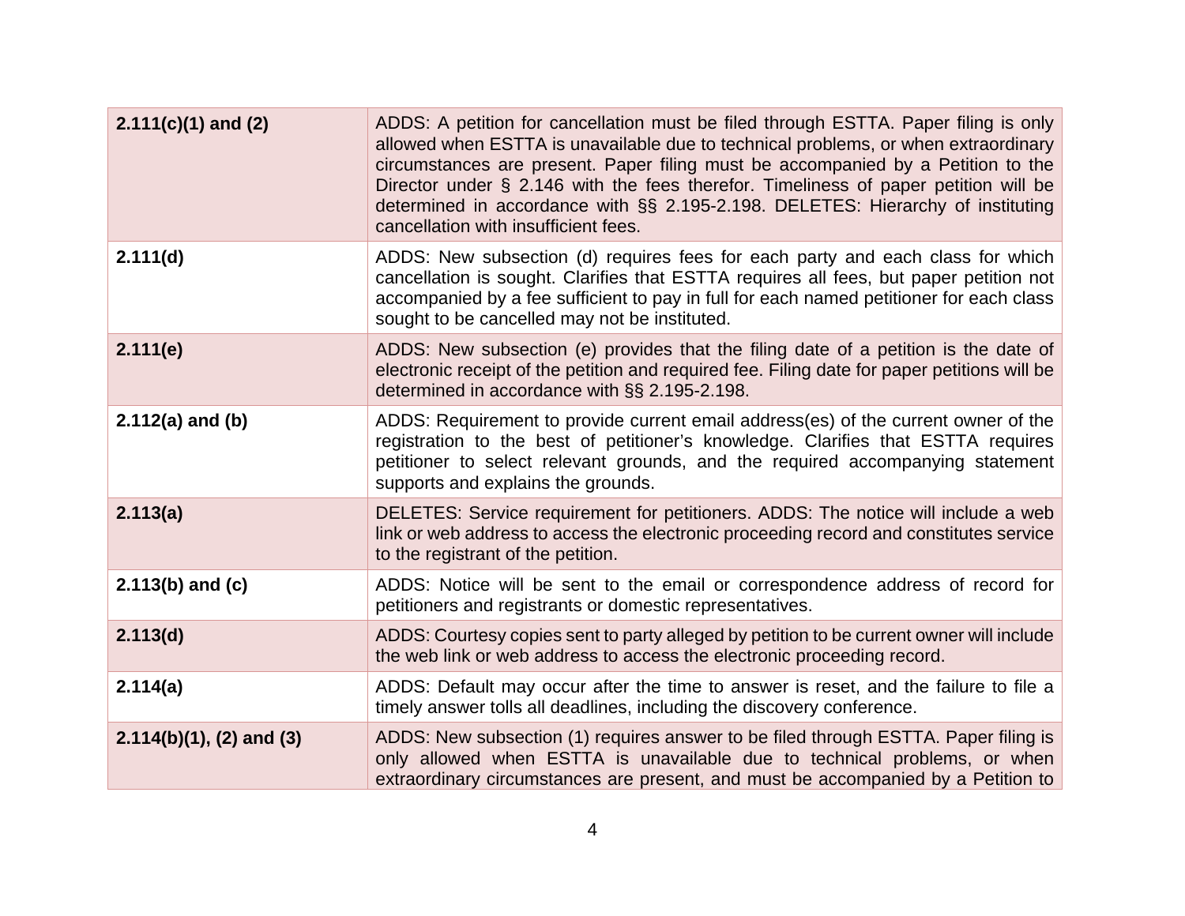| | |
|---|---|
| **2.111(c)(1) and (2)** | ADDS: A petition for cancellation must be filed through ESTTA. Paper filing is only allowed when ESTTA is unavailable due to technical problems, or when extraordinary circumstances are present. Paper filing must be accompanied by a Petition to the Director under § 2.146 with the fees therefor. Timeliness of paper petition will be determined in accordance with §§ 2.195-2.198. DELETES: Hierarchy of instituting cancellation with insufficient fees. |
| **2.111(d)** | ADDS: New subsection (d) requires fees for each party and each class for which cancellation is sought. Clarifies that ESTTA requires all fees, but paper petition not accompanied by a fee sufficient to pay in full for each named petitioner for each class sought to be cancelled may not be instituted. |
| **2.111(e)** | ADDS: New subsection (e) provides that the filing date of a petition is the date of electronic receipt of the petition and required fee. Filing date for paper petitions will be determined in accordance with §§ 2.195-2.198. |
| **2.112(a) and (b)** | ADDS: Requirement to provide current email address(es) of the current owner of the registration to the best of petitioner's knowledge. Clarifies that ESTTA requires petitioner to select relevant grounds, and the required accompanying statement supports and explains the grounds. |
| **2.113(a)** | DELETES: Service requirement for petitioners. ADDS: The notice will include a web link or web address to access the electronic proceeding record and constitutes service to the registrant of the petition. |
| **2.113(b) and (c)** | ADDS: Notice will be sent to the email or correspondence address of record for petitioners and registrants or domestic representatives. |
| **2.113(d)** | ADDS: Courtesy copies sent to party alleged by petition to be current owner will include the web link or web address to access the electronic proceeding record. |
| **2.114(a)** | ADDS: Default may occur after the time to answer is reset, and the failure to file a timely answer tolls all deadlines, including the discovery conference. |
| **2.114(b)(1), (2) and (3)** | ADDS: New subsection (1) requires answer to be filed through ESTTA. Paper filing is only allowed when ESTTA is unavailable due to technical problems, or when extraordinary circumstances are present, and must be accompanied by a Petition to |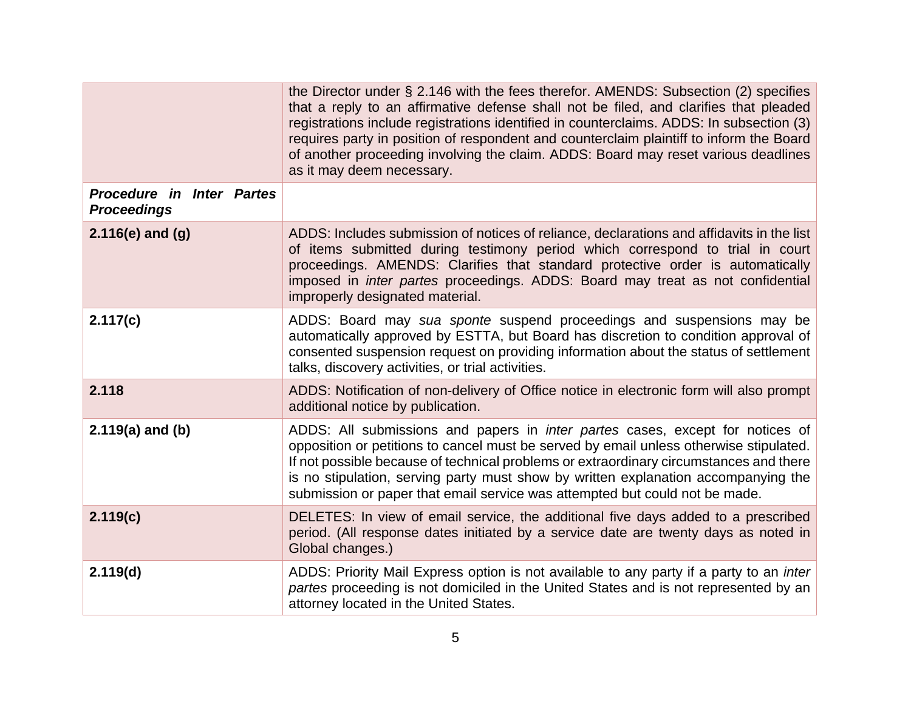| | |
|---|---|
| | the Director under § 2.146 with the fees therefor. AMENDS: Subsection (2) specifies that a reply to an affirmative defense shall not be filed, and clarifies that pleaded registrations include registrations identified in counterclaims. ADDS: In subsection (3) requires party in position of respondent and counterclaim plaintiff to inform the Board of another proceeding involving the claim. ADDS: Board may reset various deadlines as it may deem necessary. |
| ***Procedure in Inter Partes Proceedings*** | |
| **2.116(e) and (g)** | ADDS: Includes submission of notices of reliance, declarations and affidavits in the list of items submitted during testimony period which correspond to trial in court proceedings. AMENDS: Clarifies that standard protective order is automatically imposed in *inter partes* proceedings. ADDS: Board may treat as not confidential improperly designated material. |
| **2.117(c)** | ADDS: Board may *sua sponte* suspend proceedings and suspensions may be automatically approved by ESTTA, but Board has discretion to condition approval of consented suspension request on providing information about the status of settlement talks, discovery activities, or trial activities. |
| **2.118** | ADDS: Notification of non-delivery of Office notice in electronic form will also prompt additional notice by publication. |
| **2.119(a) and (b)** | ADDS: All submissions and papers in *inter partes* cases, except for notices of opposition or petitions to cancel must be served by email unless otherwise stipulated. If not possible because of technical problems or extraordinary circumstances and there is no stipulation, serving party must show by written explanation accompanying the submission or paper that email service was attempted but could not be made. |
| **2.119(c)** | DELETES: In view of email service, the additional five days added to a prescribed period. (All response dates initiated by a service date are twenty days as noted in Global changes.) |
| **2.119(d)** | ADDS: Priority Mail Express option is not available to any party if a party to an *inter partes* proceeding is not domiciled in the United States and is not represented by an attorney located in the United States. |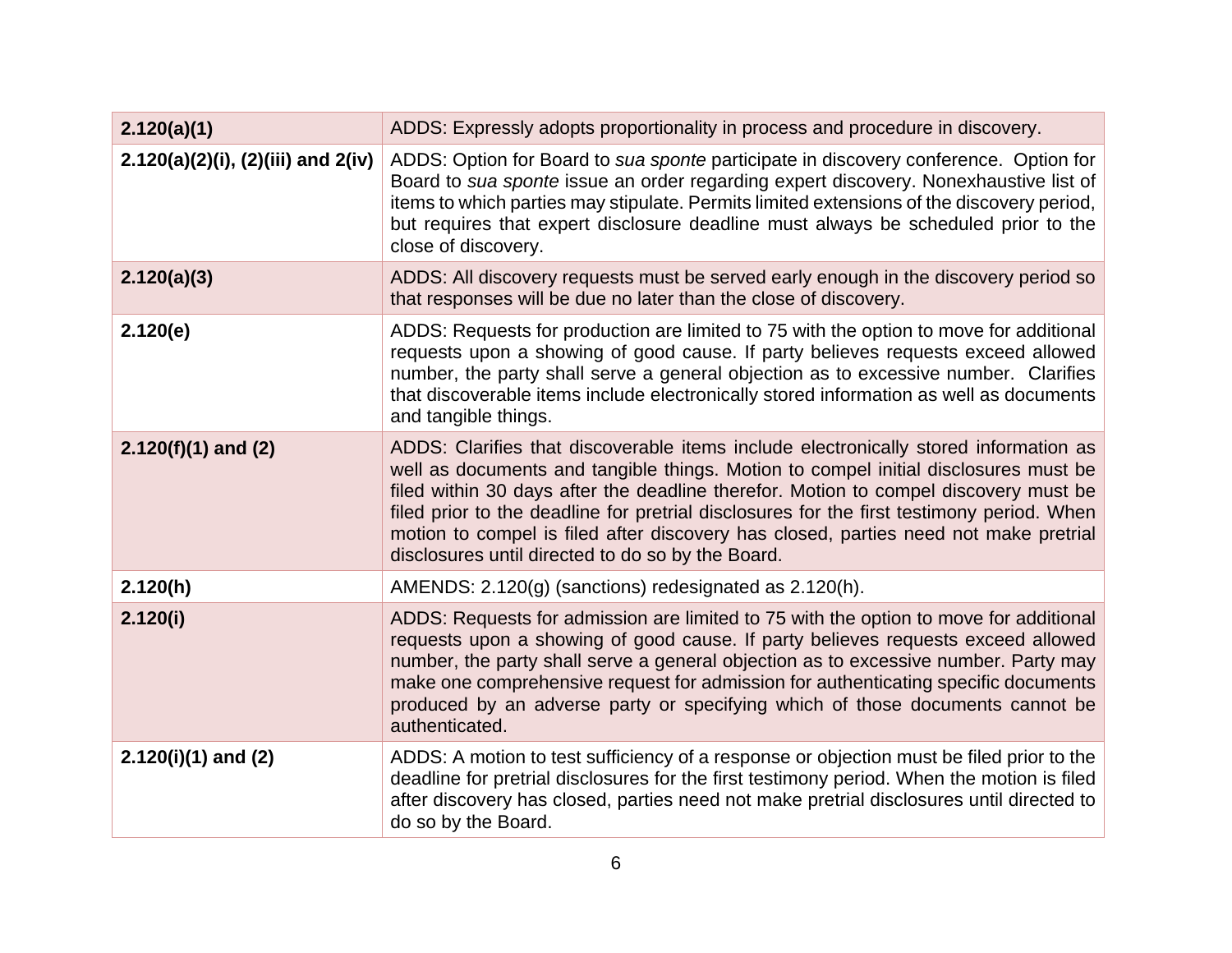| | |
|---|---|
| **2.120(a)(1)** | ADDS: Expressly adopts proportionality in process and procedure in discovery. |
| **2.120(a)(2)(i), (2)(iii) and 2(iv)** | ADDS: Option for Board to *sua sponte* participate in discovery conference. Option for Board to *sua sponte* issue an order regarding expert discovery. Nonexhaustive list of items to which parties may stipulate. Permits limited extensions of the discovery period, but requires that expert disclosure deadline must always be scheduled prior to the close of discovery. |
| **2.120(a)(3)** | ADDS: All discovery requests must be served early enough in the discovery period so that responses will be due no later than the close of discovery. |
| **2.120(e)** | ADDS: Requests for production are limited to 75 with the option to move for additional requests upon a showing of good cause. If party believes requests exceed allowed number, the party shall serve a general objection as to excessive number. Clarifies that discoverable items include electronically stored information as well as documents and tangible things. |
| **2.120(f)(1) and (2)** | ADDS: Clarifies that discoverable items include electronically stored information as well as documents and tangible things. Motion to compel initial disclosures must be filed within 30 days after the deadline therefor. Motion to compel discovery must be filed prior to the deadline for pretrial disclosures for the first testimony period. When motion to compel is filed after discovery has closed, parties need not make pretrial disclosures until directed to do so by the Board. |
| **2.120(h)** | AMENDS: 2.120(g) (sanctions) redesignated as 2.120(h). |
| **2.120(i)** | ADDS: Requests for admission are limited to 75 with the option to move for additional requests upon a showing of good cause. If party believes requests exceed allowed number, the party shall serve a general objection as to excessive number. Party may make one comprehensive request for admission for authenticating specific documents produced by an adverse party or specifying which of those documents cannot be authenticated. |
| **2.120(i)(1) and (2)** | ADDS: A motion to test sufficiency of a response or objection must be filed prior to the deadline for pretrial disclosures for the first testimony period. When the motion is filed after discovery has closed, parties need not make pretrial disclosures until directed to do so by the Board. |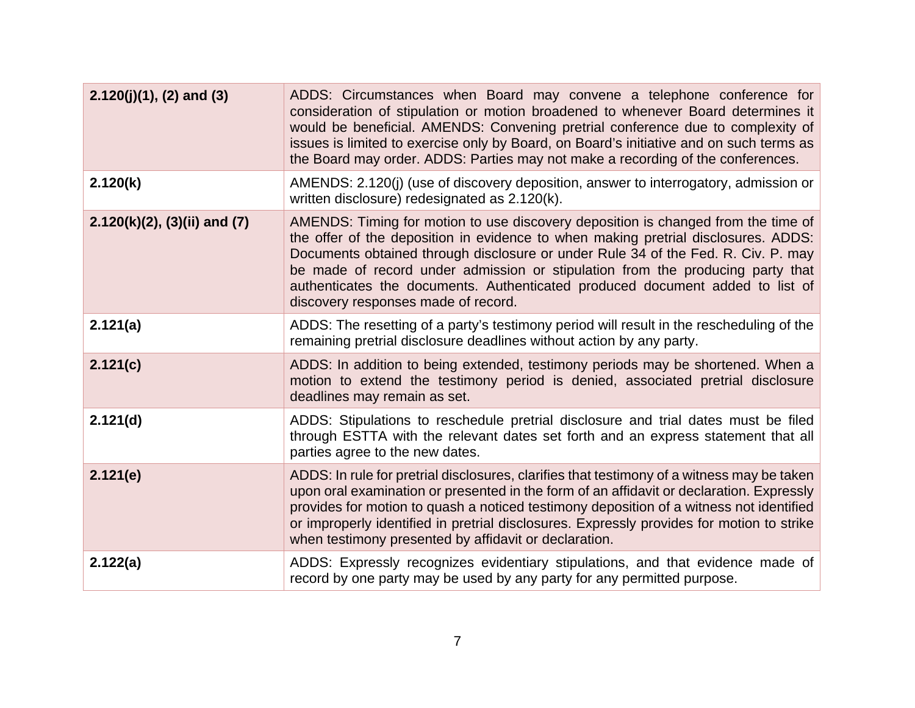| | |
|---|---|
| **2.120(j)(1), (2) and (3)** | ADDS: Circumstances when Board may convene a telephone conference for consideration of stipulation or motion broadened to whenever Board determines it would be beneficial. AMENDS: Convening pretrial conference due to complexity of issues is limited to exercise only by Board, on Board's initiative and on such terms as the Board may order. ADDS: Parties may not make a recording of the conferences. |
| **2.120(k)** | AMENDS: 2.120(j) (use of discovery deposition, answer to interrogatory, admission or written disclosure) redesignated as 2.120(k). |
| **2.120(k)(2), (3)(ii) and (7)** | AMENDS: Timing for motion to use discovery deposition is changed from the time of the offer of the deposition in evidence to when making pretrial disclosures. ADDS: Documents obtained through disclosure or under Rule 34 of the Fed. R. Civ. P. may be made of record under admission or stipulation from the producing party that authenticates the documents. Authenticated produced document added to list of discovery responses made of record. |
| **2.121(a)** | ADDS: The resetting of a party's testimony period will result in the rescheduling of the remaining pretrial disclosure deadlines without action by any party. |
| **2.121(c)** | ADDS: In addition to being extended, testimony periods may be shortened. When a motion to extend the testimony period is denied, associated pretrial disclosure deadlines may remain as set. |
| **2.121(d)** | ADDS: Stipulations to reschedule pretrial disclosure and trial dates must be filed through ESTTA with the relevant dates set forth and an express statement that all parties agree to the new dates. |
| **2.121(e)** | ADDS: In rule for pretrial disclosures, clarifies that testimony of a witness may be taken upon oral examination or presented in the form of an affidavit or declaration. Expressly provides for motion to quash a noticed testimony deposition of a witness not identified or improperly identified in pretrial disclosures. Expressly provides for motion to strike when testimony presented by affidavit or declaration. |
| **2.122(a)** | ADDS: Expressly recognizes evidentiary stipulations, and that evidence made of record by one party may be used by any party for any permitted purpose. |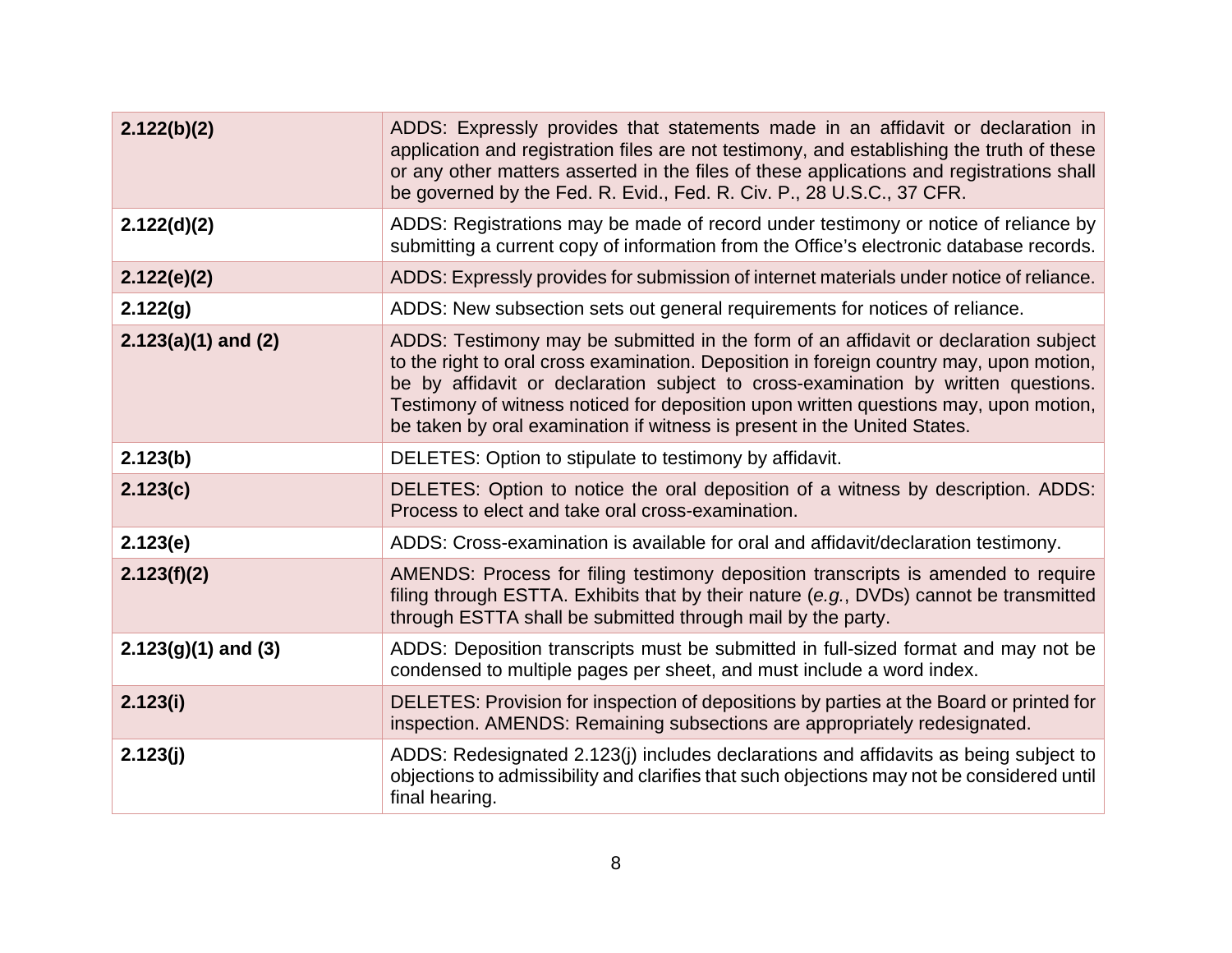| | |
|---|---|
| **2.122(b)(2)** | ADDS: Expressly provides that statements made in an affidavit or declaration in application and registration files are not testimony, and establishing the truth of these or any other matters asserted in the files of these applications and registrations shall be governed by the Fed. R. Evid., Fed. R. Civ. P., 28 U.S.C., 37 CFR. |
| **2.122(d)(2)** | ADDS: Registrations may be made of record under testimony or notice of reliance by submitting a current copy of information from the Office's electronic database records. |
| **2.122(e)(2)** | ADDS: Expressly provides for submission of internet materials under notice of reliance. |
| **2.122(g)** | ADDS: New subsection sets out general requirements for notices of reliance. |
| **2.123(a)(1) and (2)** | ADDS: Testimony may be submitted in the form of an affidavit or declaration subject to the right to oral cross examination. Deposition in foreign country may, upon motion, be by affidavit or declaration subject to cross-examination by written questions. Testimony of witness noticed for deposition upon written questions may, upon motion, be taken by oral examination if witness is present in the United States. |
| **2.123(b)** | DELETES: Option to stipulate to testimony by affidavit. |
| **2.123(c)** | DELETES: Option to notice the oral deposition of a witness by description. ADDS: Process to elect and take oral cross-examination. |
| **2.123(e)** | ADDS: Cross-examination is available for oral and affidavit/declaration testimony. |
| **2.123(f)(2)** | AMENDS: Process for filing testimony deposition transcripts is amended to require filing through ESTTA. Exhibits that by their nature (*e.g.*, DVDs) cannot be transmitted through ESTTA shall be submitted through mail by the party. |
| **2.123(g)(1) and (3)** | ADDS: Deposition transcripts must be submitted in full-sized format and may not be condensed to multiple pages per sheet, and must include a word index. |
| **2.123(i)** | DELETES: Provision for inspection of depositions by parties at the Board or printed for inspection. AMENDS: Remaining subsections are appropriately redesignated. |
| **2.123(j)** | ADDS: Redesignated 2.123(j) includes declarations and affidavits as being subject to objections to admissibility and clarifies that such objections may not be considered until final hearing. |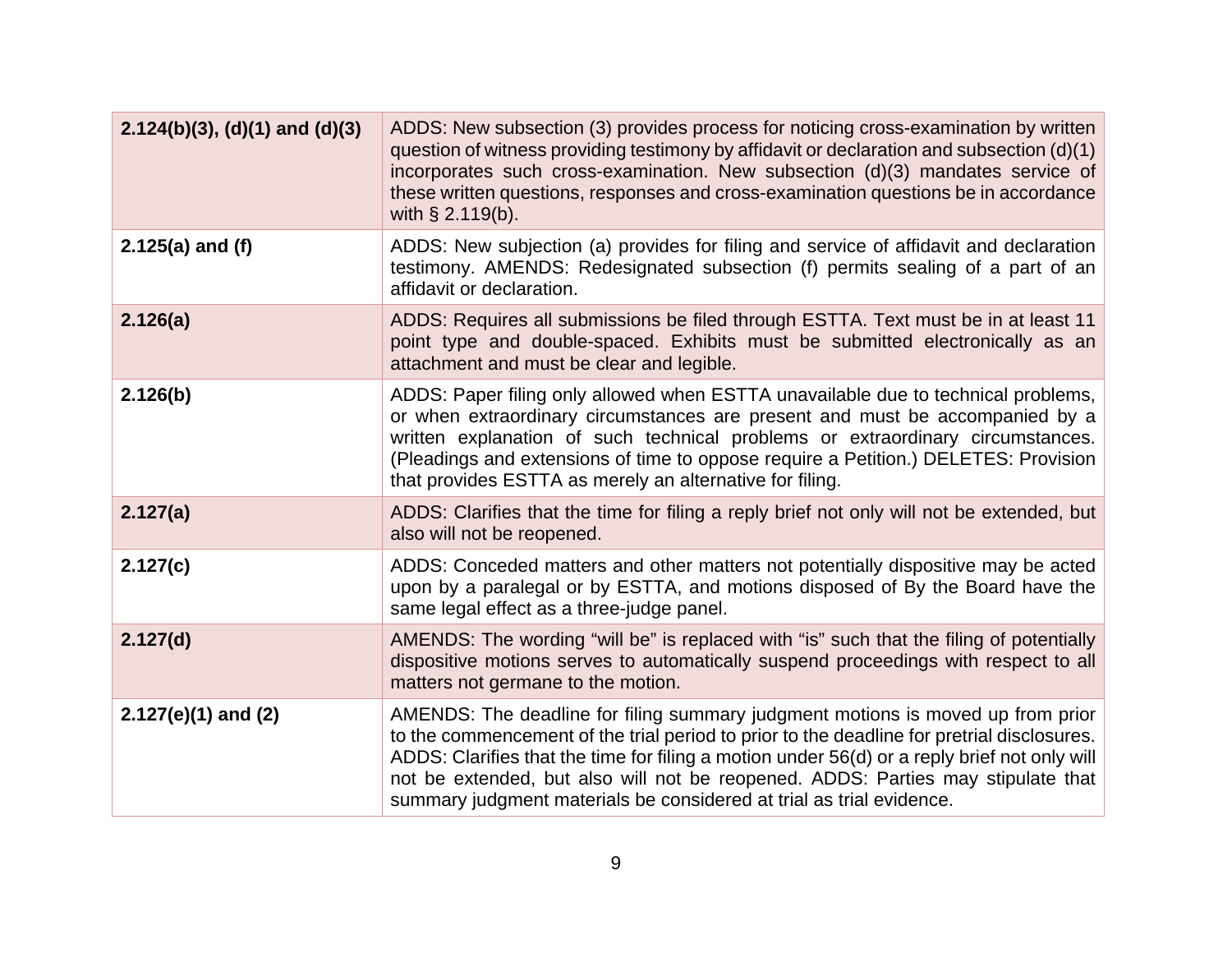| | |
|---|---|
| **2.124(b)(3), (d)(1) and (d)(3)** | ADDS: New subsection (3) provides process for noticing cross-examination by written question of witness providing testimony by affidavit or declaration and subsection (d)(1) incorporates such cross-examination. New subsection (d)(3) mandates service of these written questions, responses and cross-examination questions be in accordance with § 2.119(b). |
| **2.125(a) and (f)** | ADDS: New subjection (a) provides for filing and service of affidavit and declaration testimony. AMENDS: Redesignated subsection (f) permits sealing of a part of an affidavit or declaration. |
| **2.126(a)** | ADDS: Requires all submissions be filed through ESTTA. Text must be in at least 11 point type and double-spaced. Exhibits must be submitted electronically as an attachment and must be clear and legible. |
| **2.126(b)** | ADDS: Paper filing only allowed when ESTTA unavailable due to technical problems, or when extraordinary circumstances are present and must be accompanied by a written explanation of such technical problems or extraordinary circumstances. (Pleadings and extensions of time to oppose require a Petition.) DELETES: Provision that provides ESTTA as merely an alternative for filing. |
| **2.127(a)** | ADDS: Clarifies that the time for filing a reply brief not only will not be extended, but also will not be reopened. |
| **2.127(c)** | ADDS: Conceded matters and other matters not potentially dispositive may be acted upon by a paralegal or by ESTTA, and motions disposed of By the Board have the same legal effect as a three-judge panel. |
| **2.127(d)** | AMENDS: The wording "will be" is replaced with "is" such that the filing of potentially dispositive motions serves to automatically suspend proceedings with respect to all matters not germane to the motion. |
| **2.127(e)(1) and (2)** | AMENDS: The deadline for filing summary judgment motions is moved up from prior to the commencement of the trial period to prior to the deadline for pretrial disclosures. ADDS: Clarifies that the time for filing a motion under 56(d) or a reply brief not only will not be extended, but also will not be reopened. ADDS: Parties may stipulate that summary judgment materials be considered at trial as trial evidence. |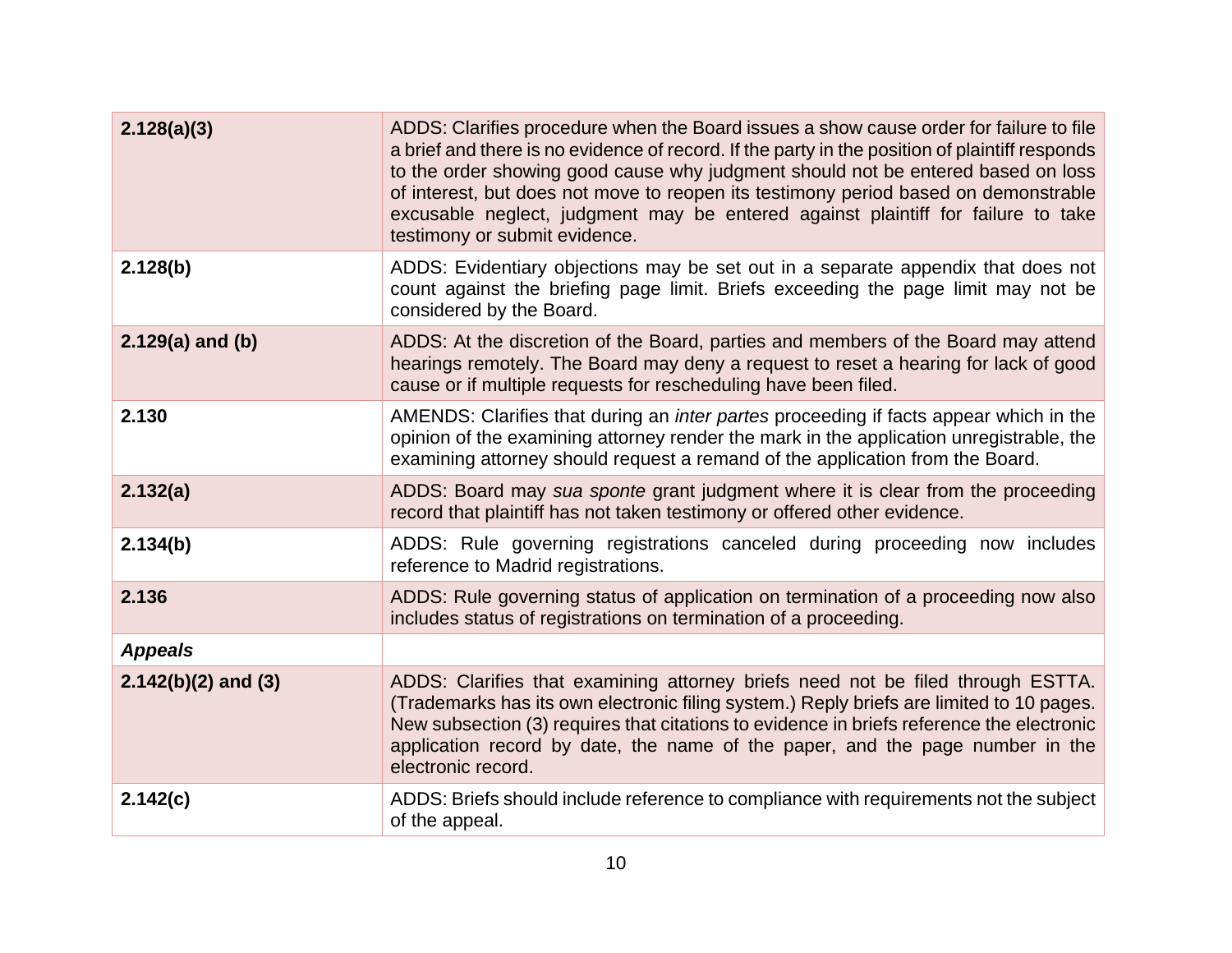| | |
|---|---|
| **2.128(a)(3)** | ADDS: Clarifies procedure when the Board issues a show cause order for failure to file a brief and there is no evidence of record. If the party in the position of plaintiff responds to the order showing good cause why judgment should not be entered based on loss of interest, but does not move to reopen its testimony period based on demonstrable excusable neglect, judgment may be entered against plaintiff for failure to take testimony or submit evidence. |
| **2.128(b)** | ADDS: Evidentiary objections may be set out in a separate appendix that does not count against the briefing page limit. Briefs exceeding the page limit may not be considered by the Board. |
| **2.129(a) and (b)** | ADDS: At the discretion of the Board, parties and members of the Board may attend hearings remotely. The Board may deny a request to reset a hearing for lack of good cause or if multiple requests for rescheduling have been filed. |
| **2.130** | AMENDS: Clarifies that during an *inter partes* proceeding if facts appear which in the opinion of the examining attorney render the mark in the application unregistrable, the examining attorney should request a remand of the application from the Board. |
| **2.132(a)** | ADDS: Board may *sua sponte* grant judgment where it is clear from the proceeding record that plaintiff has not taken testimony or offered other evidence. |
| **2.134(b)** | ADDS: Rule governing registrations canceled during proceeding now includes reference to Madrid registrations. |
| **2.136** | ADDS: Rule governing status of application on termination of a proceeding now also includes status of registrations on termination of a proceeding. |
| ***Appeals*** | |
| **2.142(b)(2) and (3)** | ADDS: Clarifies that examining attorney briefs need not be filed through ESTTA. (Trademarks has its own electronic filing system.) Reply briefs are limited to 10 pages. New subsection (3) requires that citations to evidence in briefs reference the electronic application record by date, the name of the paper, and the page number in the electronic record. |
| **2.142(c)** | ADDS: Briefs should include reference to compliance with requirements not the subject of the appeal. |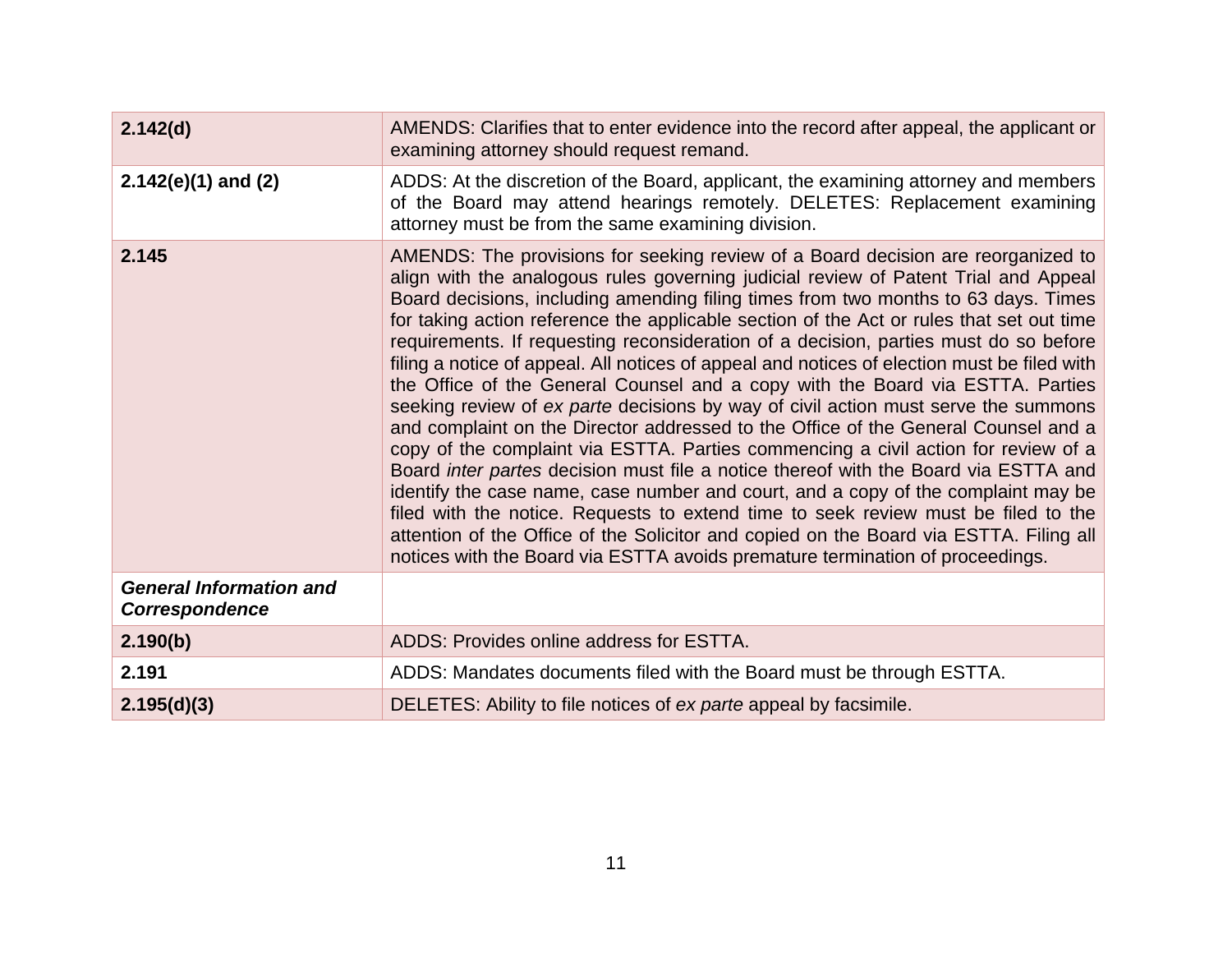| | |
|---|---|
| **2.142(d)** | AMENDS: Clarifies that to enter evidence into the record after appeal, the applicant or examining attorney should request remand. |
| **2.142(e)(1) and (2)** | ADDS: At the discretion of the Board, applicant, the examining attorney and members of the Board may attend hearings remotely. DELETES: Replacement examining attorney must be from the same examining division. |
| **2.145** | AMENDS: The provisions for seeking review of a Board decision are reorganized to align with the analogous rules governing judicial review of Patent Trial and Appeal Board decisions, including amending filing times from two months to 63 days. Times for taking action reference the applicable section of the Act or rules that set out time requirements. If requesting reconsideration of a decision, parties must do so before filing a notice of appeal. All notices of appeal and notices of election must be filed with the Office of the General Counsel and a copy with the Board via ESTTA. Parties seeking review of *ex parte* decisions by way of civil action must serve the summons and complaint on the Director addressed to the Office of the General Counsel and a copy of the complaint via ESTTA. Parties commencing a civil action for review of a Board *inter partes* decision must file a notice thereof with the Board via ESTTA and identify the case name, case number and court, and a copy of the complaint may be filed with the notice. Requests to extend time to seek review must be filed to the attention of the Office of the Solicitor and copied on the Board via ESTTA. Filing all notices with the Board via ESTTA avoids premature termination of proceedings. |
| ***General Information and Correspondence*** | |
| **2.190(b)** | ADDS: Provides online address for ESTTA. |
| **2.191** | ADDS: Mandates documents filed with the Board must be through ESTTA. |
| **2.195(d)(3)** | DELETES: Ability to file notices of *ex parte* appeal by facsimile. |